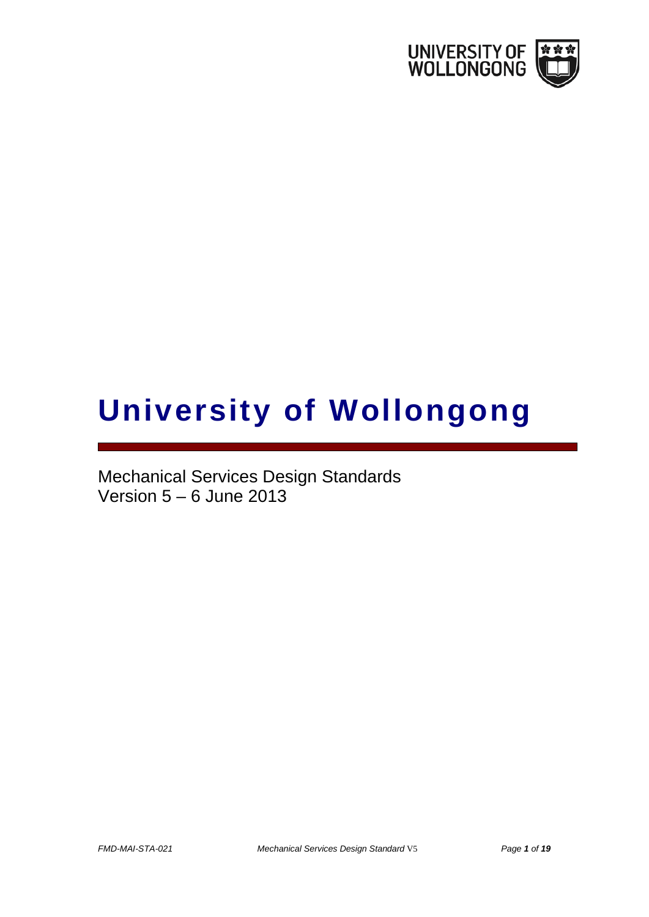# University of Wollongong

Mechanical Services Design Standards
Version 5 – 6 June 2013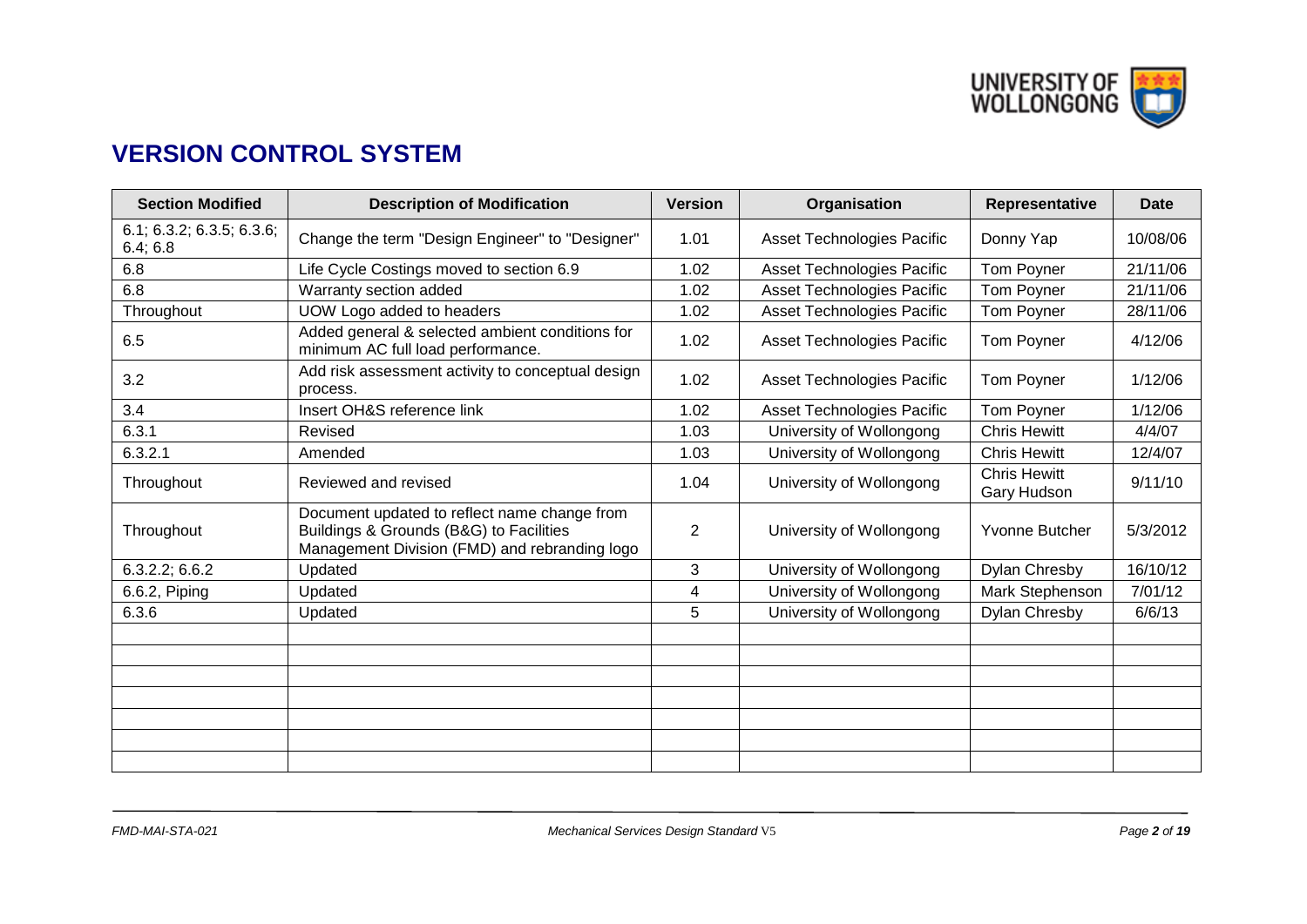## VERSION CONTROL SYSTEM

| Section Modified | Description of Modification | Version | Organisation | Representative | Date |
|---|---|---|---|---|---|
| 6.1; 6.3.2; 6.3.5; 6.3.6; 6.4; 6.8 | Change the term "Design Engineer" to "Designer" | 1.01 | Asset Technologies Pacific | Donny Yap | 10/08/06 |
| 6.8 | Life Cycle Costings moved to section 6.9 | 1.02 | Asset Technologies Pacific | Tom Poyner | 21/11/06 |
| 6.8 | Warranty section added | 1.02 | Asset Technologies Pacific | Tom Poyner | 21/11/06 |
| Throughout | UOW Logo added to headers | 1.02 | Asset Technologies Pacific | Tom Poyner | 28/11/06 |
| 6.5 | Added general & selected ambient conditions for minimum AC full load performance. | 1.02 | Asset Technologies Pacific | Tom Poyner | 4/12/06 |
| 3.2 | Add risk assessment activity to conceptual design process. | 1.02 | Asset Technologies Pacific | Tom Poyner | 1/12/06 |
| 3.4 | Insert OH&S reference link | 1.02 | Asset Technologies Pacific | Tom Poyner | 1/12/06 |
| 6.3.1 | Revised | 1.03 | University of Wollongong | Chris Hewitt | 4/4/07 |
| 6.3.2.1 | Amended | 1.03 | University of Wollongong | Chris Hewitt | 12/4/07 |
| Throughout | Reviewed and revised | 1.04 | University of Wollongong | Chris Hewitt Gary Hudson | 9/11/10 |
| Throughout | Document updated to reflect name change from Buildings & Grounds (B&G) to Facilities Management Division (FMD) and rebranding logo | 2 | University of Wollongong | Yvonne Butcher | 5/3/2012 |
| 6.3.2.2; 6.6.2 | Updated | 3 | University of Wollongong | Dylan Chresby | 16/10/12 |
| 6.6.2, Piping | Updated | 4 | University of Wollongong | Mark Stephenson | 7/01/12 |
| 6.3.6 | Updated | 5 | University of Wollongong | Dylan Chresby | 6/6/13 |
| | | | | | |
| | | | | | |
| | | | | | |
| | | | | | |
| | | | | | |
| | | | | | |
| | | | | | |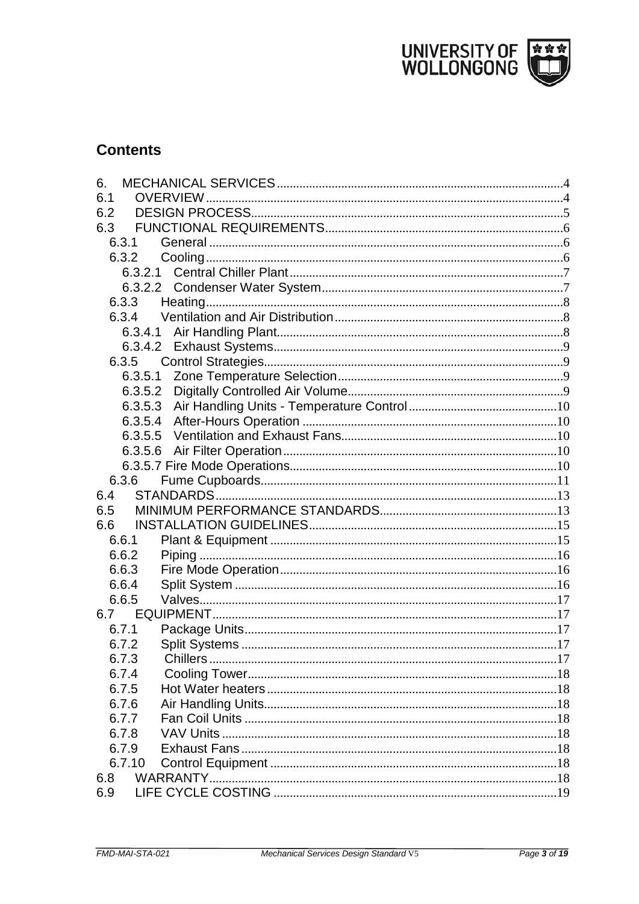## Contents

- 6. MECHANICAL SERVICES ........ 4
- 6.1 OVERVIEW ........ 4
- 6.2 DESIGN PROCESS ........ 5
- 6.3 FUNCTIONAL REQUIREMENTS ........ 6
  - 6.3.1 General ........ 6
  - 6.3.2 Cooling ........ 6
    - 6.3.2.1 Central Chiller Plant ........ 7
    - 6.3.2.2 Condenser Water System ........ 7
  - 6.3.3 Heating ........ 8
  - 6.3.4 Ventilation and Air Distribution ........ 8
    - 6.3.4.1 Air Handling Plant ........ 8
    - 6.3.4.2 Exhaust Systems ........ 9
  - 6.3.5 Control Strategies ........ 9
    - 6.3.5.1 Zone Temperature Selection ........ 9
    - 6.3.5.2 Digitally Controlled Air Volume ........ 9
    - 6.3.5.3 Air Handling Units - Temperature Control ........ 10
    - 6.3.5.4 After-Hours Operation ........ 10
    - 6.3.5.5 Ventilation and Exhaust Fans ........ 10
    - 6.3.5.6 Air Filter Operation ........ 10
    - 6.3.5.7 Fire Mode Operations ........ 10
  - 6.3.6 Fume Cupboards ........ 11
- 6.4 STANDARDS ........ 13
- 6.5 MINIMUM PERFORMANCE STANDARDS ........ 13
- 6.6 INSTALLATION GUIDELINES ........ 15
  - 6.6.1 Plant & Equipment ........ 15
  - 6.6.2 Piping ........ 16
  - 6.6.3 Fire Mode Operation ........ 16
  - 6.6.4 Split System ........ 16
  - 6.6.5 Valves ........ 17
- 6.7 EQUIPMENT ........ 17
  - 6.7.1 Package Units ........ 17
  - 6.7.2 Split Systems ........ 17
  - 6.7.3 Chillers ........ 17
  - 6.7.4 Cooling Tower ........ 18
  - 6.7.5 Hot Water heaters ........ 18
  - 6.7.6 Air Handling Units ........ 18
  - 6.7.7 Fan Coil Units ........ 18
  - 6.7.8 VAV Units ........ 18
  - 6.7.9 Exhaust Fans ........ 18
  - 6.7.10 Control Equipment ........ 18
- 6.8 WARRANTY ........ 18
- 6.9 LIFE CYCLE COSTING ........ 19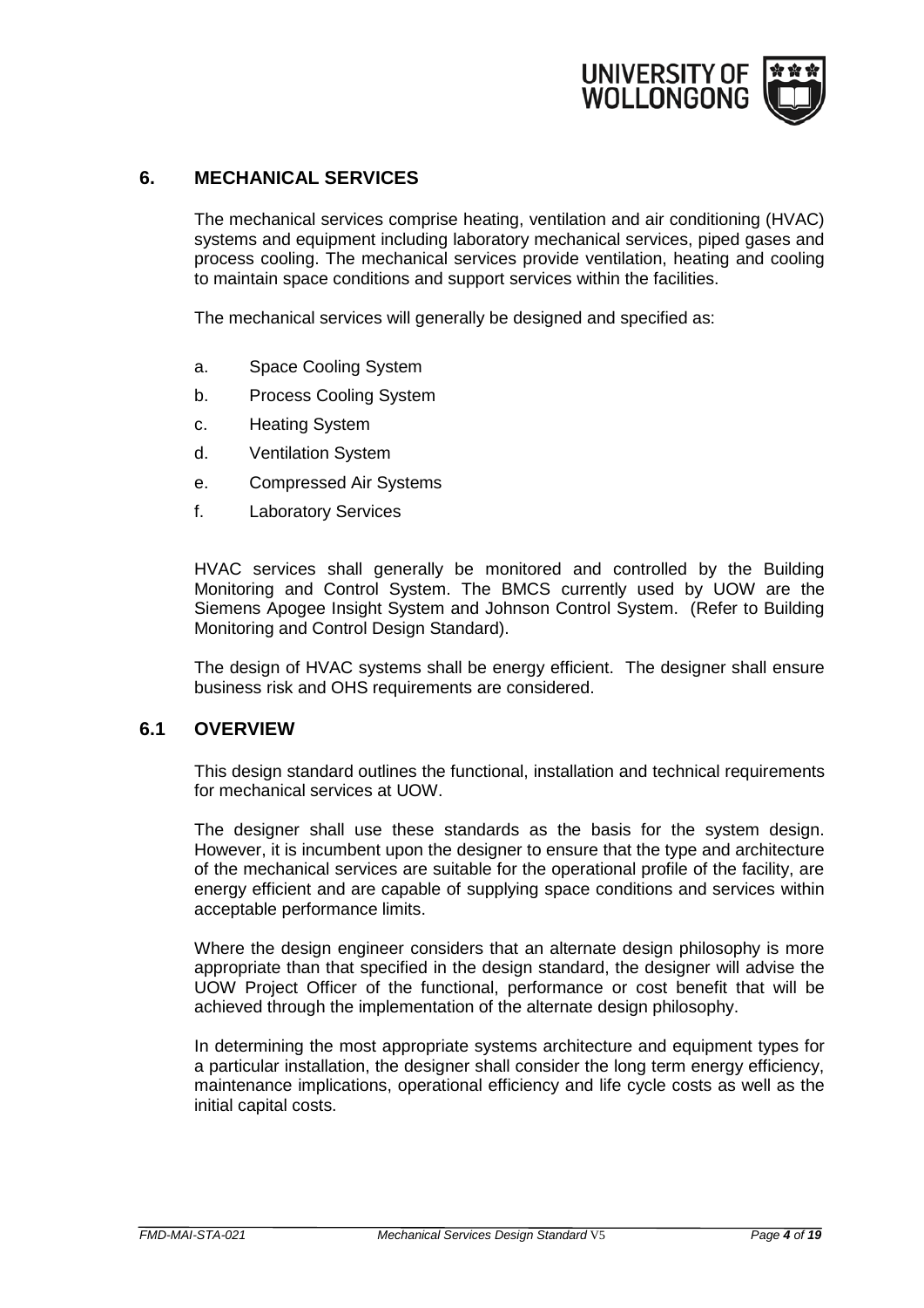# 6. MECHANICAL SERVICES

The mechanical services comprise heating, ventilation and air conditioning (HVAC) systems and equipment including laboratory mechanical services, piped gases and process cooling. The mechanical services provide ventilation, heating and cooling to maintain space conditions and support services within the facilities.

The mechanical services will generally be designed and specified as:

a. Space Cooling System

b. Process Cooling System

c. Heating System

d. Ventilation System

e. Compressed Air Systems

f. Laboratory Services

HVAC services shall generally be monitored and controlled by the Building Monitoring and Control System. The BMCS currently used by UOW are the Siemens Apogee Insight System and Johnson Control System. (Refer to Building Monitoring and Control Design Standard).

The design of HVAC systems shall be energy efficient. The designer shall ensure business risk and OHS requirements are considered.

## 6.1 OVERVIEW

This design standard outlines the functional, installation and technical requirements for mechanical services at UOW.

The designer shall use these standards as the basis for the system design. However, it is incumbent upon the designer to ensure that the type and architecture of the mechanical services are suitable for the operational profile of the facility, are energy efficient and are capable of supplying space conditions and services within acceptable performance limits.

Where the design engineer considers that an alternate design philosophy is more appropriate than that specified in the design standard, the designer will advise the UOW Project Officer of the functional, performance or cost benefit that will be achieved through the implementation of the alternate design philosophy.

In determining the most appropriate systems architecture and equipment types for a particular installation, the designer shall consider the long term energy efficiency, maintenance implications, operational efficiency and life cycle costs as well as the initial capital costs.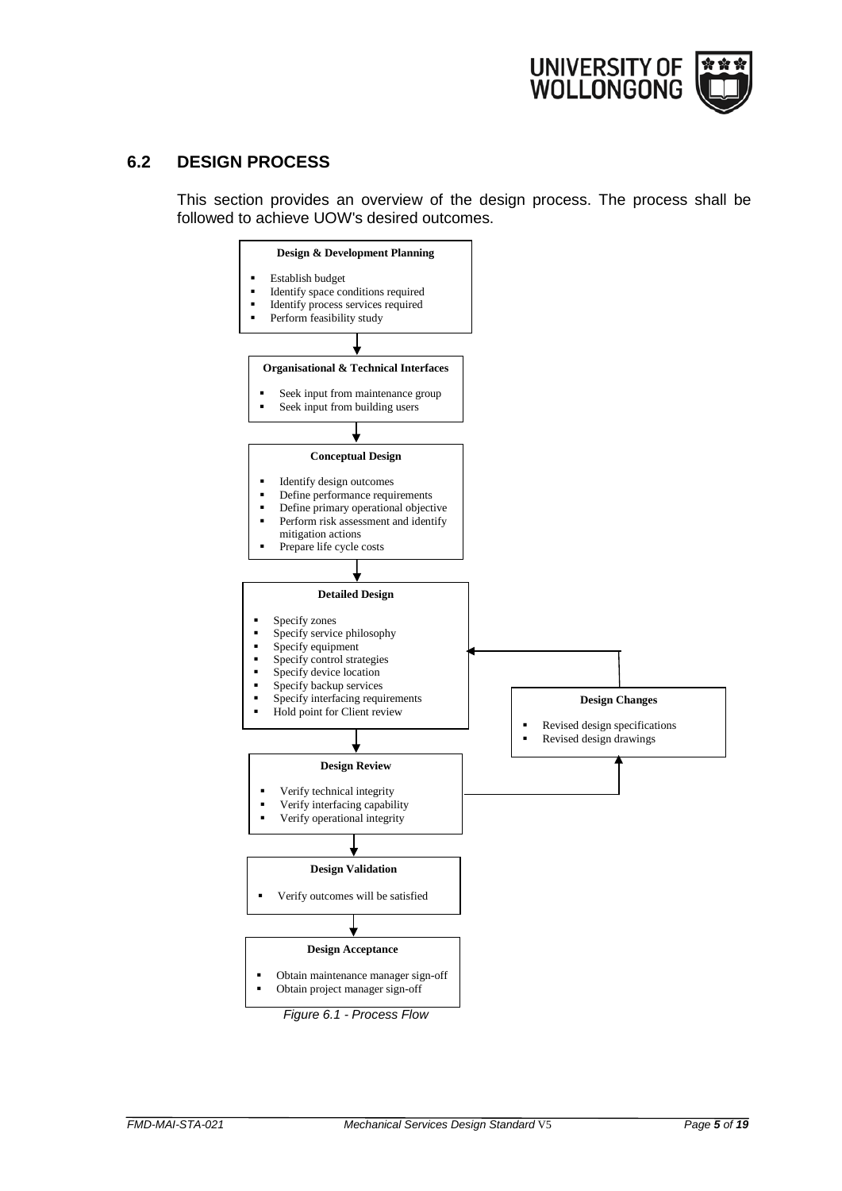## 6.2 DESIGN PROCESS

This section provides an overview of the design process. The process shall be followed to achieve UOW's desired outcomes.

**Design & Development Planning**

- Establish budget
- Identify space conditions required
- Identify process services required
- Perform feasibility study

↓

**Organisational & Technical Interfaces**

- Seek input from maintenance group
- Seek input from building users

↓

**Conceptual Design**

- Identify design outcomes
- Define performance requirements
- Define primary operational objective
- Perform risk assessment and identify mitigation actions
- Prepare life cycle costs

↓

**Detailed Design**

- Specify zones
- Specify service philosophy
- Specify equipment
- Specify control strategies
- Specify device location
- Specify backup services
- Specify interfacing requirements
- Hold point for Client review

↓

**Design Review**

- Verify technical integrity
- Verify interfacing capability
- Verify operational integrity

(Design Review → Design Changes → Detailed Design)

**Design Changes**

- Revised design specifications
- Revised design drawings

↓

**Design Validation**

- Verify outcomes will be satisfied

↓

**Design Acceptance**

- Obtain maintenance manager sign-off
- Obtain project manager sign-off

*Figure 6.1 - Process Flow*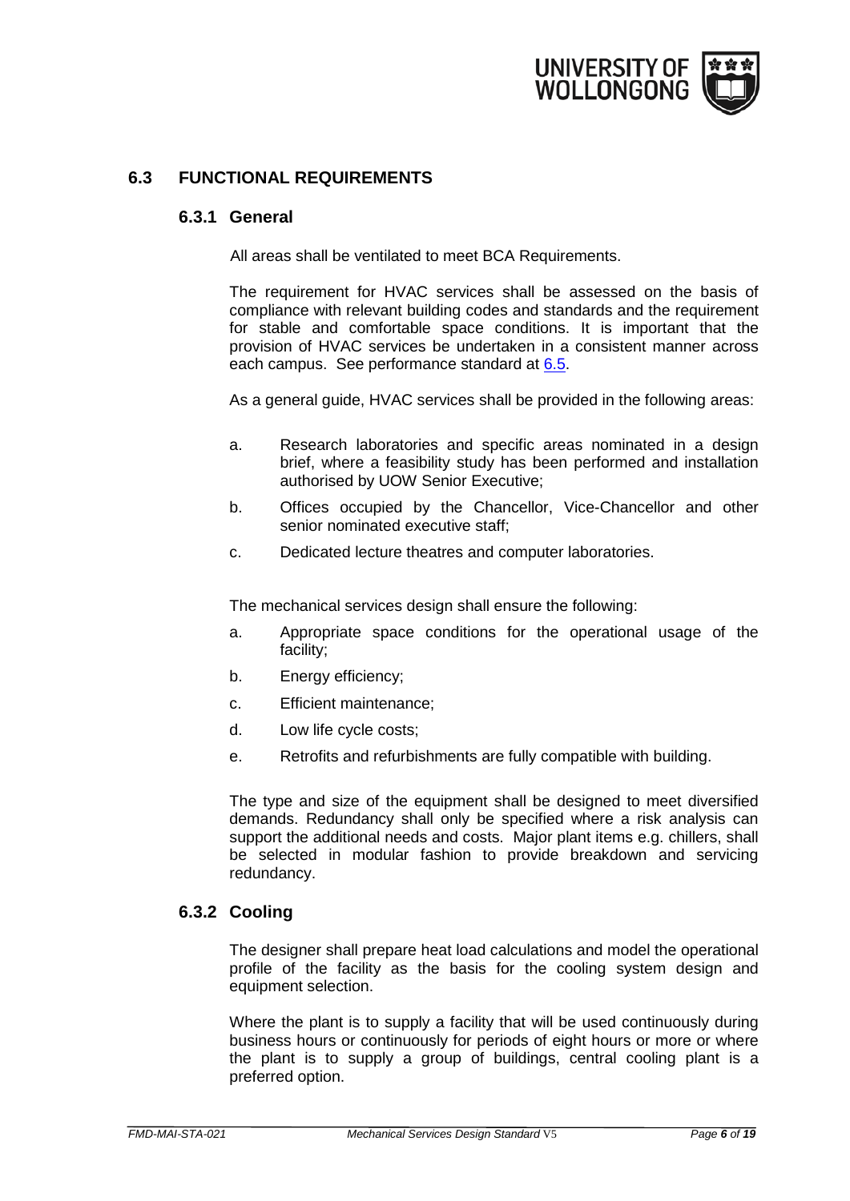## 6.3 FUNCTIONAL REQUIREMENTS

### 6.3.1 General

All areas shall be ventilated to meet BCA Requirements.

The requirement for HVAC services shall be assessed on the basis of compliance with relevant building codes and standards and the requirement for stable and comfortable space conditions. It is important that the provision of HVAC services be undertaken in a consistent manner across each campus. See performance standard at 6.5.

As a general guide, HVAC services shall be provided in the following areas:

a. Research laboratories and specific areas nominated in a design brief, where a feasibility study has been performed and installation authorised by UOW Senior Executive;

b. Offices occupied by the Chancellor, Vice-Chancellor and other senior nominated executive staff;

c. Dedicated lecture theatres and computer laboratories.

The mechanical services design shall ensure the following:

a. Appropriate space conditions for the operational usage of the facility;

b. Energy efficiency;

c. Efficient maintenance;

d. Low life cycle costs;

e. Retrofits and refurbishments are fully compatible with building.

The type and size of the equipment shall be designed to meet diversified demands. Redundancy shall only be specified where a risk analysis can support the additional needs and costs. Major plant items e.g. chillers, shall be selected in modular fashion to provide breakdown and servicing redundancy.

### 6.3.2 Cooling

The designer shall prepare heat load calculations and model the operational profile of the facility as the basis for the cooling system design and equipment selection.

Where the plant is to supply a facility that will be used continuously during business hours or continuously for periods of eight hours or more or where the plant is to supply a group of buildings, central cooling plant is a preferred option.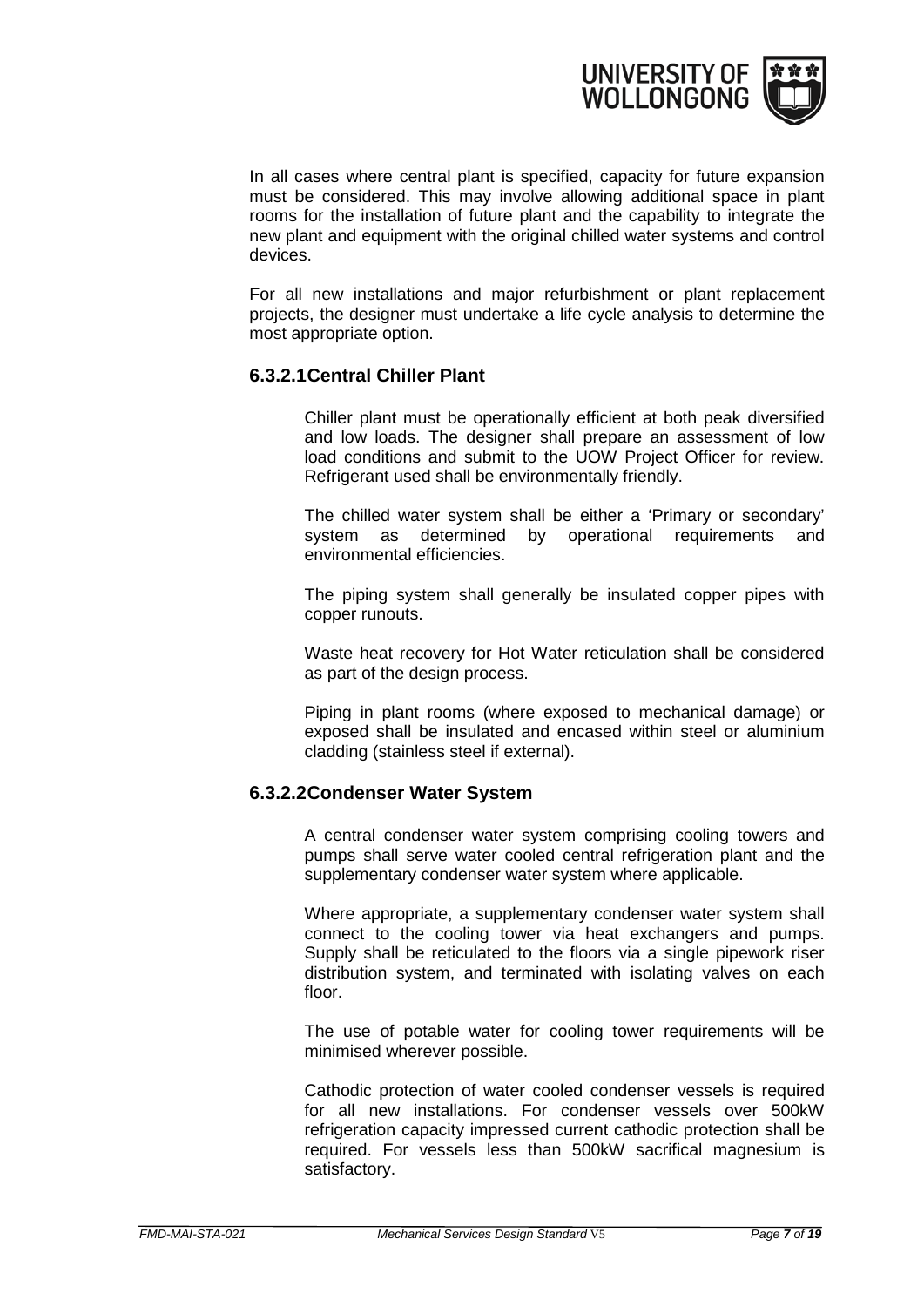In all cases where central plant is specified, capacity for future expansion must be considered. This may involve allowing additional space in plant rooms for the installation of future plant and the capability to integrate the new plant and equipment with the original chilled water systems and control devices.

For all new installations and major refurbishment or plant replacement projects, the designer must undertake a life cycle analysis to determine the most appropriate option.

#### 6.3.2.1 Central Chiller Plant

Chiller plant must be operationally efficient at both peak diversified and low loads. The designer shall prepare an assessment of low load conditions and submit to the UOW Project Officer for review. Refrigerant used shall be environmentally friendly.

The chilled water system shall be either a 'Primary or secondary' system as determined by operational requirements and environmental efficiencies.

The piping system shall generally be insulated copper pipes with copper runouts.

Waste heat recovery for Hot Water reticulation shall be considered as part of the design process.

Piping in plant rooms (where exposed to mechanical damage) or exposed shall be insulated and encased within steel or aluminium cladding (stainless steel if external).

#### 6.3.2.2 Condenser Water System

A central condenser water system comprising cooling towers and pumps shall serve water cooled central refrigeration plant and the supplementary condenser water system where applicable.

Where appropriate, a supplementary condenser water system shall connect to the cooling tower via heat exchangers and pumps. Supply shall be reticulated to the floors via a single pipework riser distribution system, and terminated with isolating valves on each floor.

The use of potable water for cooling tower requirements will be minimised wherever possible.

Cathodic protection of water cooled condenser vessels is required for all new installations. For condenser vessels over 500kW refrigeration capacity impressed current cathodic protection shall be required. For vessels less than 500kW sacrifical magnesium is satisfactory.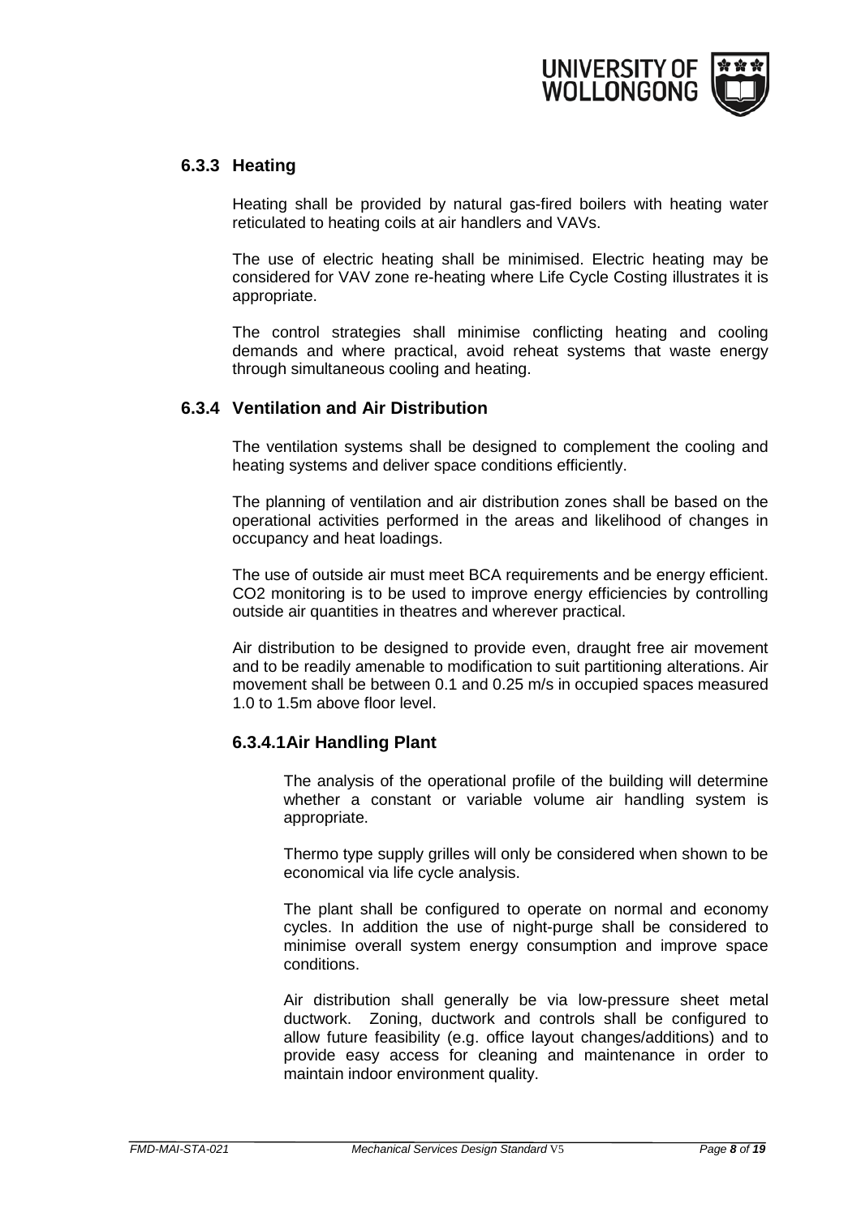### 6.3.3 Heating

Heating shall be provided by natural gas-fired boilers with heating water reticulated to heating coils at air handlers and VAVs.

The use of electric heating shall be minimised. Electric heating may be considered for VAV zone re-heating where Life Cycle Costing illustrates it is appropriate.

The control strategies shall minimise conflicting heating and cooling demands and where practical, avoid reheat systems that waste energy through simultaneous cooling and heating.

### 6.3.4 Ventilation and Air Distribution

The ventilation systems shall be designed to complement the cooling and heating systems and deliver space conditions efficiently.

The planning of ventilation and air distribution zones shall be based on the operational activities performed in the areas and likelihood of changes in occupancy and heat loadings.

The use of outside air must meet BCA requirements and be energy efficient. $CO_2$ monitoring is to be used to improve energy efficiencies by controlling outside air quantities in theatres and wherever practical.

Air distribution to be designed to provide even, draught free air movement and to be readily amenable to modification to suit partitioning alterations. Air movement shall be between 0.1 and 0.25 m/s in occupied spaces measured 1.0 to 1.5m above floor level.

#### 6.3.4.1 Air Handling Plant

The analysis of the operational profile of the building will determine whether a constant or variable volume air handling system is appropriate.

Thermo type supply grilles will only be considered when shown to be economical via life cycle analysis.

The plant shall be configured to operate on normal and economy cycles. In addition the use of night-purge shall be considered to minimise overall system energy consumption and improve space conditions.

Air distribution shall generally be via low-pressure sheet metal ductwork. Zoning, ductwork and controls shall be configured to allow future feasibility (e.g. office layout changes/additions) and to provide easy access for cleaning and maintenance in order to maintain indoor environment quality.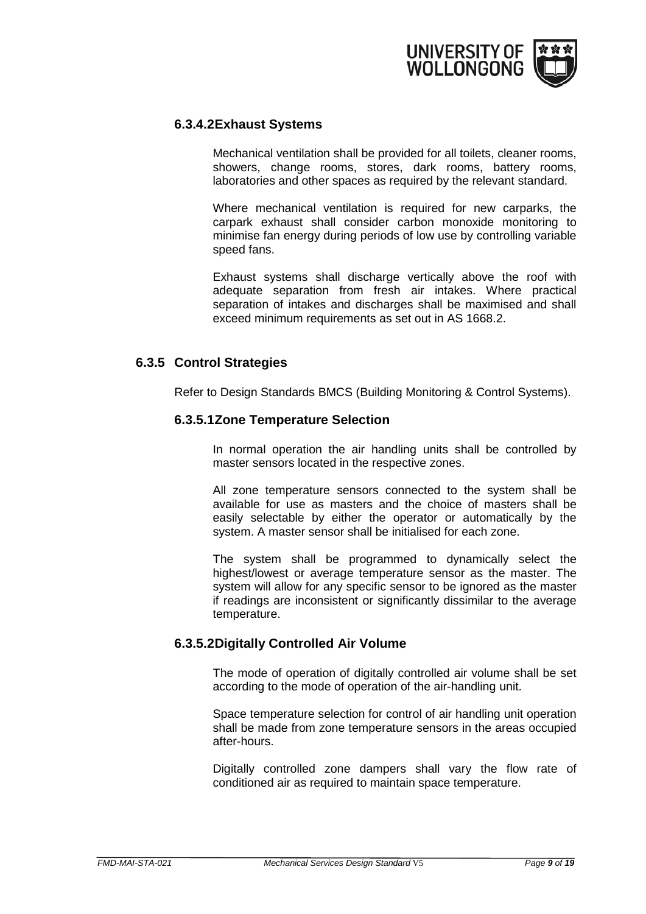#### 6.3.4.2 Exhaust Systems

Mechanical ventilation shall be provided for all toilets, cleaner rooms, showers, change rooms, stores, dark rooms, battery rooms, laboratories and other spaces as required by the relevant standard.

Where mechanical ventilation is required for new carparks, the carpark exhaust shall consider carbon monoxide monitoring to minimise fan energy during periods of low use by controlling variable speed fans.

Exhaust systems shall discharge vertically above the roof with adequate separation from fresh air intakes. Where practical separation of intakes and discharges shall be maximised and shall exceed minimum requirements as set out in AS 1668.2.

### 6.3.5 Control Strategies

Refer to Design Standards BMCS (Building Monitoring & Control Systems).

#### 6.3.5.1 Zone Temperature Selection

In normal operation the air handling units shall be controlled by master sensors located in the respective zones.

All zone temperature sensors connected to the system shall be available for use as masters and the choice of masters shall be easily selectable by either the operator or automatically by the system. A master sensor shall be initialised for each zone.

The system shall be programmed to dynamically select the highest/lowest or average temperature sensor as the master. The system will allow for any specific sensor to be ignored as the master if readings are inconsistent or significantly dissimilar to the average temperature.

#### 6.3.5.2 Digitally Controlled Air Volume

The mode of operation of digitally controlled air volume shall be set according to the mode of operation of the air-handling unit.

Space temperature selection for control of air handling unit operation shall be made from zone temperature sensors in the areas occupied after-hours.

Digitally controlled zone dampers shall vary the flow rate of conditioned air as required to maintain space temperature.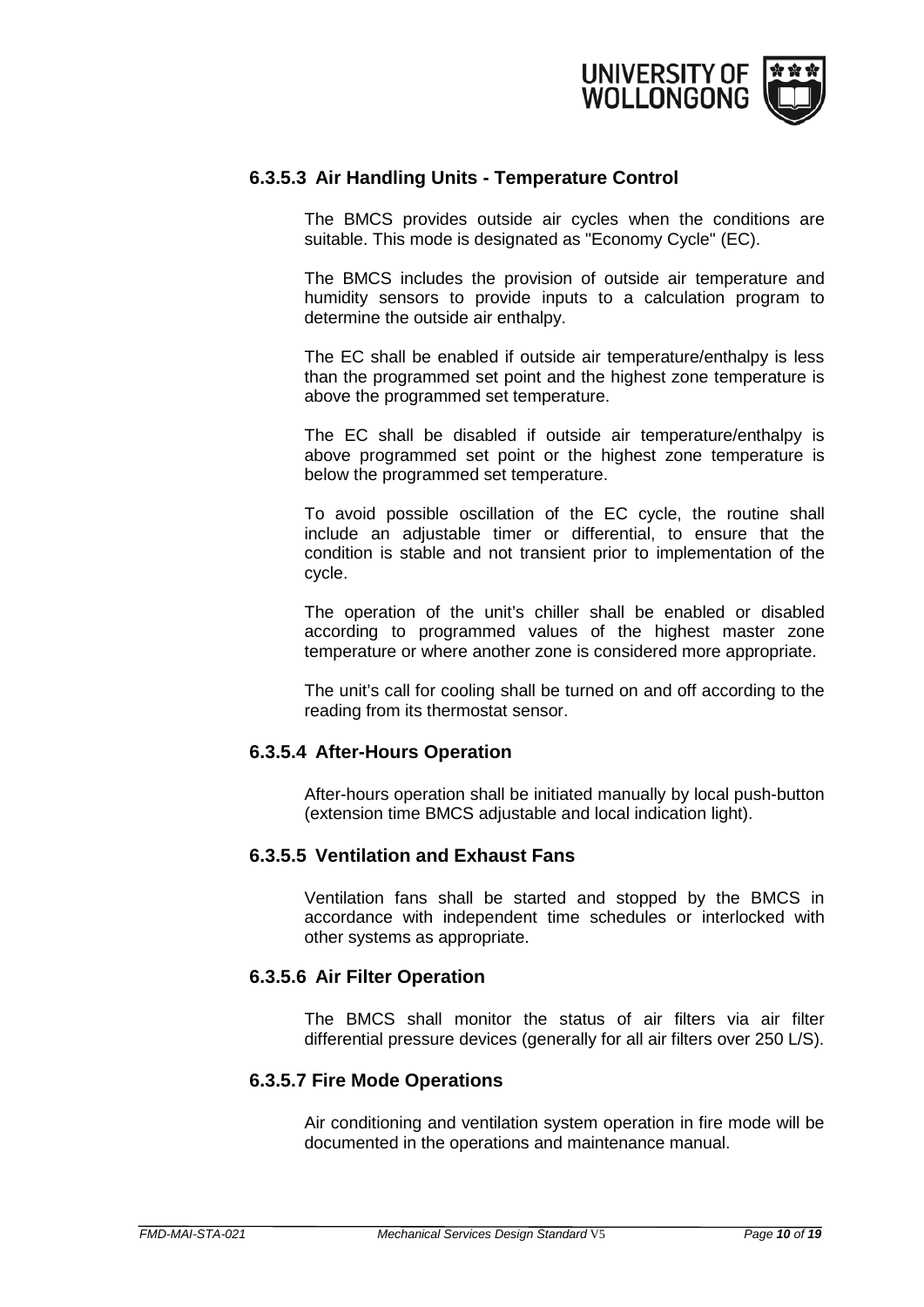#### 6.3.5.3 Air Handling Units - Temperature Control

The BMCS provides outside air cycles when the conditions are suitable. This mode is designated as "Economy Cycle" (EC).

The BMCS includes the provision of outside air temperature and humidity sensors to provide inputs to a calculation program to determine the outside air enthalpy.

The EC shall be enabled if outside air temperature/enthalpy is less than the programmed set point and the highest zone temperature is above the programmed set temperature.

The EC shall be disabled if outside air temperature/enthalpy is above programmed set point or the highest zone temperature is below the programmed set temperature.

To avoid possible oscillation of the EC cycle, the routine shall include an adjustable timer or differential, to ensure that the condition is stable and not transient prior to implementation of the cycle.

The operation of the unit's chiller shall be enabled or disabled according to programmed values of the highest master zone temperature or where another zone is considered more appropriate.

The unit's call for cooling shall be turned on and off according to the reading from its thermostat sensor.

#### 6.3.5.4 After-Hours Operation

After-hours operation shall be initiated manually by local push-button (extension time BMCS adjustable and local indication light).

#### 6.3.5.5 Ventilation and Exhaust Fans

Ventilation fans shall be started and stopped by the BMCS in accordance with independent time schedules or interlocked with other systems as appropriate.

#### 6.3.5.6 Air Filter Operation

The BMCS shall monitor the status of air filters via air filter differential pressure devices (generally for all air filters over 250 L/S).

#### 6.3.5.7 Fire Mode Operations

Air conditioning and ventilation system operation in fire mode will be documented in the operations and maintenance manual.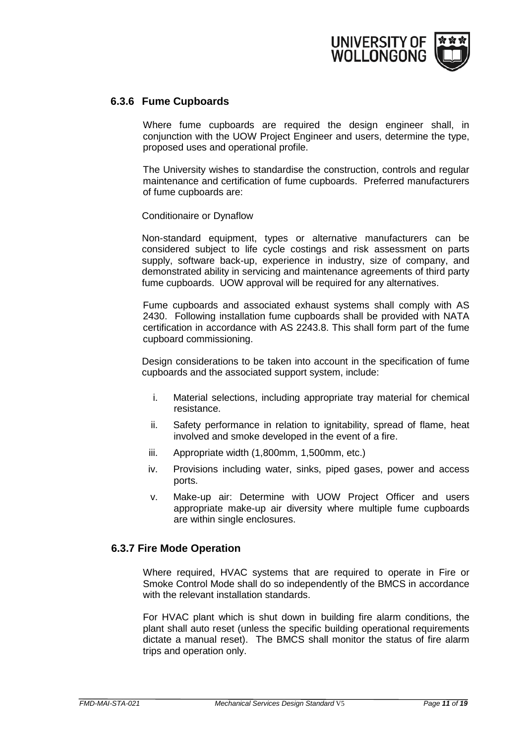### 6.3.6 Fume Cupboards

Where fume cupboards are required the design engineer shall, in conjunction with the UOW Project Engineer and users, determine the type, proposed uses and operational profile.

The University wishes to standardise the construction, controls and regular maintenance and certification of fume cupboards. Preferred manufacturers of fume cupboards are:

Conditionaire or Dynaflow

Non-standard equipment, types or alternative manufacturers can be considered subject to life cycle costings and risk assessment on parts supply, software back-up, experience in industry, size of company, and demonstrated ability in servicing and maintenance agreements of third party fume cupboards. UOW approval will be required for any alternatives.

Fume cupboards and associated exhaust systems shall comply with AS 2430. Following installation fume cupboards shall be provided with NATA certification in accordance with AS 2243.8. This shall form part of the fume cupboard commissioning.

Design considerations to be taken into account in the specification of fume cupboards and the associated support system, include:

i. Material selections, including appropriate tray material for chemical resistance.
ii. Safety performance in relation to ignitability, spread of flame, heat involved and smoke developed in the event of a fire.
iii. Appropriate width (1,800mm, 1,500mm, etc.)
iv. Provisions including water, sinks, piped gases, power and access ports.
v. Make-up air: Determine with UOW Project Officer and users appropriate make-up air diversity where multiple fume cupboards are within single enclosures.

### 6.3.7 Fire Mode Operation

Where required, HVAC systems that are required to operate in Fire or Smoke Control Mode shall do so independently of the BMCS in accordance with the relevant installation standards.

For HVAC plant which is shut down in building fire alarm conditions, the plant shall auto reset (unless the specific building operational requirements dictate a manual reset). The BMCS shall monitor the status of fire alarm trips and operation only.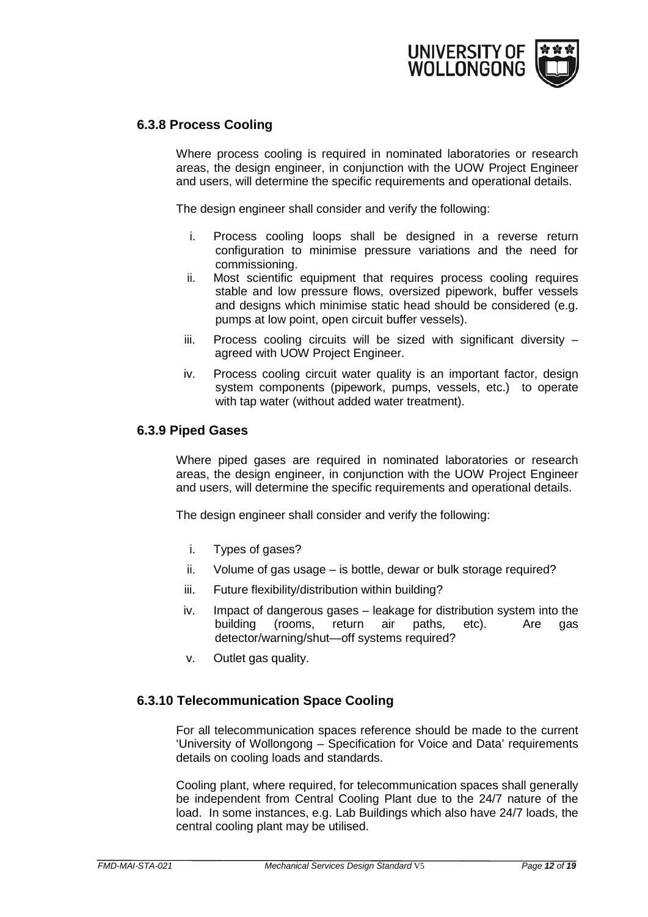### 6.3.8 Process Cooling

Where process cooling is required in nominated laboratories or research areas, the design engineer, in conjunction with the UOW Project Engineer and users, will determine the specific requirements and operational details.

The design engineer shall consider and verify the following:

i. Process cooling loops shall be designed in a reverse return configuration to minimise pressure variations and the need for commissioning.
ii. Most scientific equipment that requires process cooling requires stable and low pressure flows, oversized pipework, buffer vessels and designs which minimise static head should be considered (e.g. pumps at low point, open circuit buffer vessels).
iii. Process cooling circuits will be sized with significant diversity – agreed with UOW Project Engineer.
iv. Process cooling circuit water quality is an important factor, design system components (pipework, pumps, vessels, etc.) to operate with tap water (without added water treatment).

### 6.3.9 Piped Gases

Where piped gases are required in nominated laboratories or research areas, the design engineer, in conjunction with the UOW Project Engineer and users, will determine the specific requirements and operational details.

The design engineer shall consider and verify the following:

i. Types of gases?
ii. Volume of gas usage – is bottle, dewar or bulk storage required?
iii. Future flexibility/distribution within building?
iv. Impact of dangerous gases – leakage for distribution system into the building (rooms, return air paths, etc). Are gas detector/warning/shut—off systems required?
v. Outlet gas quality.

### 6.3.10 Telecommunication Space Cooling

For all telecommunication spaces reference should be made to the current 'University of Wollongong – Specification for Voice and Data' requirements details on cooling loads and standards.

Cooling plant, where required, for telecommunication spaces shall generally be independent from Central Cooling Plant due to the 24/7 nature of the load. In some instances, e.g. Lab Buildings which also have 24/7 loads, the central cooling plant may be utilised.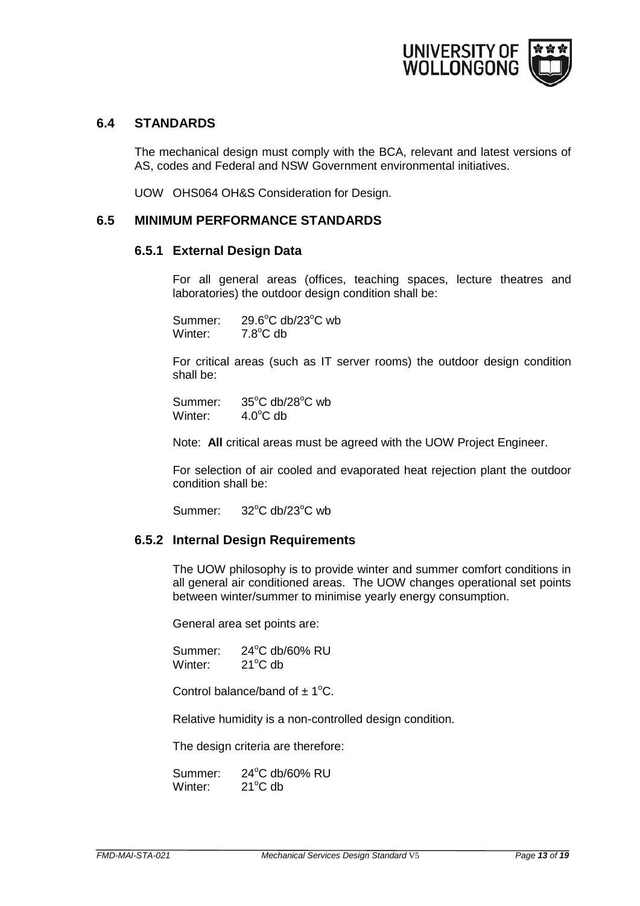## 6.4 STANDARDS

The mechanical design must comply with the BCA, relevant and latest versions of AS, codes and Federal and NSW Government environmental initiatives.

UOW OHS064 OH&S Consideration for Design.

## 6.5 MINIMUM PERFORMANCE STANDARDS

### 6.5.1 External Design Data

For all general areas (offices, teaching spaces, lecture theatres and laboratories) the outdoor design condition shall be:

Summer: 29.6°C db/23°C wb
Winter: 7.8°C db

For critical areas (such as IT server rooms) the outdoor design condition shall be:

Summer: 35°C db/28°C wb
Winter: 4.0°C db

Note: **All** critical areas must be agreed with the UOW Project Engineer.

For selection of air cooled and evaporated heat rejection plant the outdoor condition shall be:

Summer: 32°C db/23°C wb

### 6.5.2 Internal Design Requirements

The UOW philosophy is to provide winter and summer comfort conditions in all general air conditioned areas. The UOW changes operational set points between winter/summer to minimise yearly energy consumption.

General area set points are:

Summer: 24°C db/60% RU
Winter: 21°C db

Control balance/band of ± 1°C.

Relative humidity is a non-controlled design condition.

The design criteria are therefore:

Summer: 24°C db/60% RU
Winter: 21°C db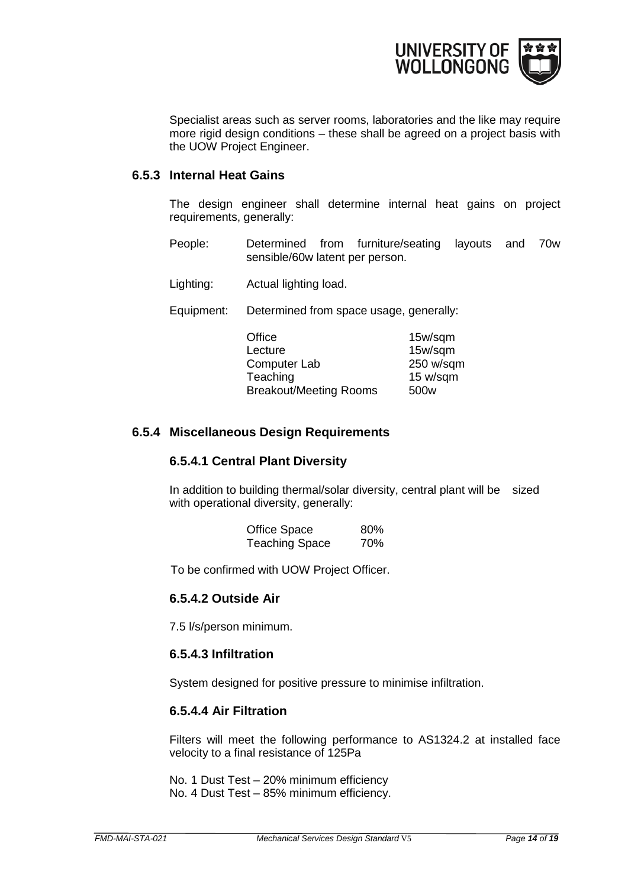Specialist areas such as server rooms, laboratories and the like may require more rigid design conditions – these shall be agreed on a project basis with the UOW Project Engineer.

### 6.5.3 Internal Heat Gains

The design engineer shall determine internal heat gains on project requirements, generally:

People: Determined from furniture/seating layouts and 70w sensible/60w latent per person.

Lighting: Actual lighting load.

Equipment: Determined from space usage, generally:

| | |
|---|---|
| Office | 15w/sqm |
| Lecture | 15w/sqm |
| Computer Lab | 250 w/sqm |
| Teaching | 15 w/sqm |
| Breakout/Meeting Rooms | 500w |

### 6.5.4 Miscellaneous Design Requirements

#### 6.5.4.1 Central Plant Diversity

In addition to building thermal/solar diversity, central plant will be sized with operational diversity, generally:

| | |
|---|---|
| Office Space | 80% |
| Teaching Space | 70% |

To be confirmed with UOW Project Officer.

#### 6.5.4.2 Outside Air

7.5 l/s/person minimum.

#### 6.5.4.3 Infiltration

System designed for positive pressure to minimise infiltration.

#### 6.5.4.4 Air Filtration

Filters will meet the following performance to AS1324.2 at installed face velocity to a final resistance of 125Pa

No. 1 Dust Test – 20% minimum efficiency
No. 4 Dust Test – 85% minimum efficiency.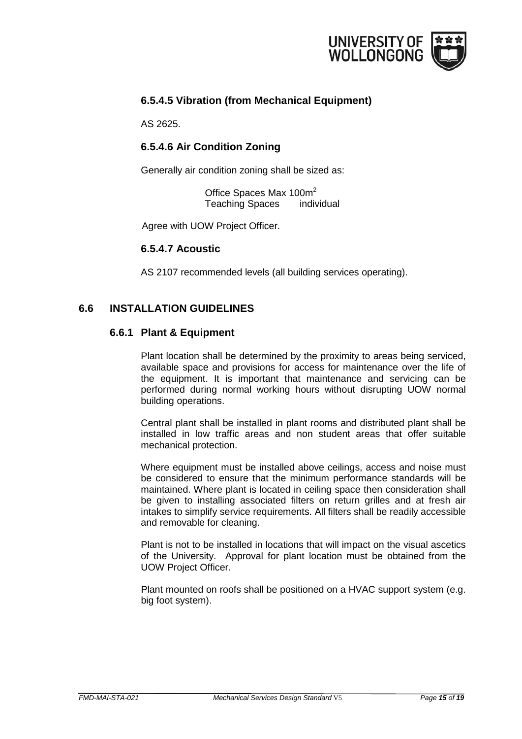#### 6.5.4.5 Vibration (from Mechanical Equipment)

AS 2625.

#### 6.5.4.6 Air Condition Zoning

Generally air condition zoning shall be sized as:

Office Spaces Max 100m$^2$
Teaching Spaces individual

Agree with UOW Project Officer.

#### 6.5.4.7 Acoustic

AS 2107 recommended levels (all building services operating).

## 6.6 INSTALLATION GUIDELINES

### 6.6.1 Plant & Equipment

Plant location shall be determined by the proximity to areas being serviced, available space and provisions for access for maintenance over the life of the equipment. It is important that maintenance and servicing can be performed during normal working hours without disrupting UOW normal building operations.

Central plant shall be installed in plant rooms and distributed plant shall be installed in low traffic areas and non student areas that offer suitable mechanical protection.

Where equipment must be installed above ceilings, access and noise must be considered to ensure that the minimum performance standards will be maintained. Where plant is located in ceiling space then consideration shall be given to installing associated filters on return grilles and at fresh air intakes to simplify service requirements. All filters shall be readily accessible and removable for cleaning.

Plant is not to be installed in locations that will impact on the visual ascetics of the University. Approval for plant location must be obtained from the UOW Project Officer.

Plant mounted on roofs shall be positioned on a HVAC support system (e.g. big foot system).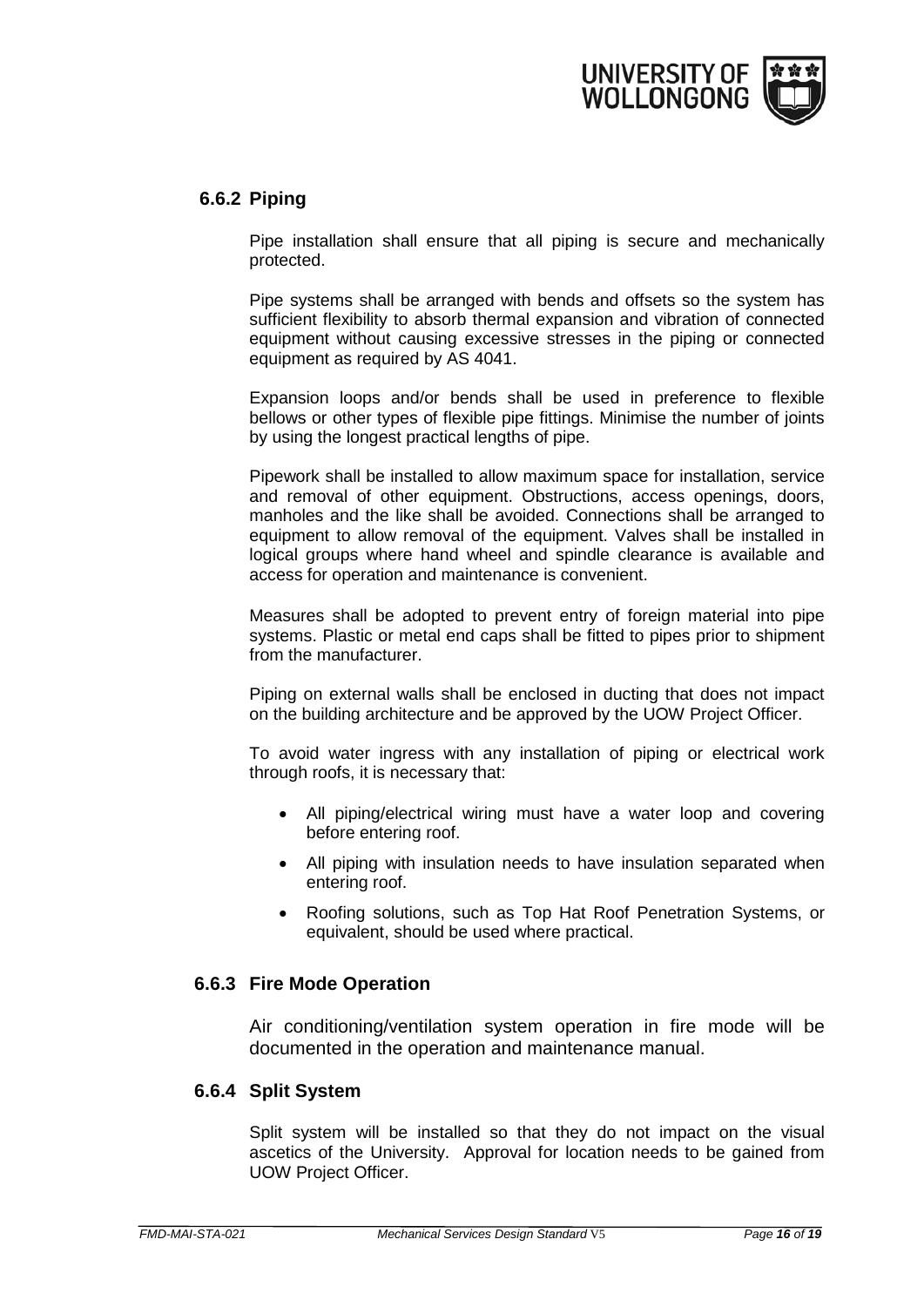### 6.6.2 Piping

Pipe installation shall ensure that all piping is secure and mechanically protected.

Pipe systems shall be arranged with bends and offsets so the system has sufficient flexibility to absorb thermal expansion and vibration of connected equipment without causing excessive stresses in the piping or connected equipment as required by AS 4041.

Expansion loops and/or bends shall be used in preference to flexible bellows or other types of flexible pipe fittings. Minimise the number of joints by using the longest practical lengths of pipe.

Pipework shall be installed to allow maximum space for installation, service and removal of other equipment. Obstructions, access openings, doors, manholes and the like shall be avoided. Connections shall be arranged to equipment to allow removal of the equipment. Valves shall be installed in logical groups where hand wheel and spindle clearance is available and access for operation and maintenance is convenient.

Measures shall be adopted to prevent entry of foreign material into pipe systems. Plastic or metal end caps shall be fitted to pipes prior to shipment from the manufacturer.

Piping on external walls shall be enclosed in ducting that does not impact on the building architecture and be approved by the UOW Project Officer.

To avoid water ingress with any installation of piping or electrical work through roofs, it is necessary that:

- All piping/electrical wiring must have a water loop and covering before entering roof.
- All piping with insulation needs to have insulation separated when entering roof.
- Roofing solutions, such as Top Hat Roof Penetration Systems, or equivalent, should be used where practical.

### 6.6.3 Fire Mode Operation

Air conditioning/ventilation system operation in fire mode will be documented in the operation and maintenance manual.

### 6.6.4 Split System

Split system will be installed so that they do not impact on the visual ascetics of the University. Approval for location needs to be gained from UOW Project Officer.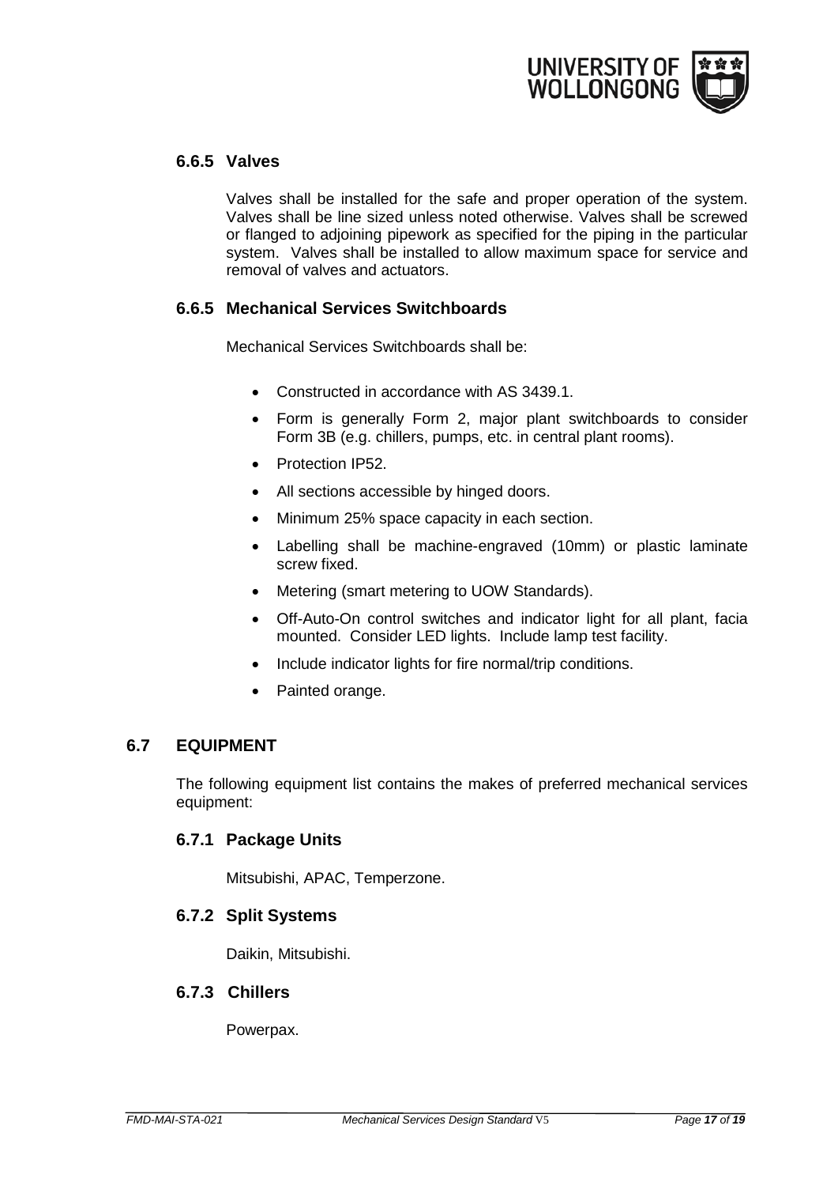### 6.6.5 Valves

Valves shall be installed for the safe and proper operation of the system. Valves shall be line sized unless noted otherwise. Valves shall be screwed or flanged to adjoining pipework as specified for the piping in the particular system. Valves shall be installed to allow maximum space for service and removal of valves and actuators.

### 6.6.5 Mechanical Services Switchboards

Mechanical Services Switchboards shall be:

- Constructed in accordance with AS 3439.1.
- Form is generally Form 2, major plant switchboards to consider Form 3B (e.g. chillers, pumps, etc. in central plant rooms).
- Protection IP52.
- All sections accessible by hinged doors.
- Minimum 25% space capacity in each section.
- Labelling shall be machine-engraved (10mm) or plastic laminate screw fixed.
- Metering (smart metering to UOW Standards).
- Off-Auto-On control switches and indicator light for all plant, facia mounted. Consider LED lights. Include lamp test facility.
- Include indicator lights for fire normal/trip conditions.
- Painted orange.

## 6.7 EQUIPMENT

The following equipment list contains the makes of preferred mechanical services equipment:

### 6.7.1 Package Units

Mitsubishi, APAC, Temperzone.

### 6.7.2 Split Systems

Daikin, Mitsubishi.

### 6.7.3 Chillers

Powerpax.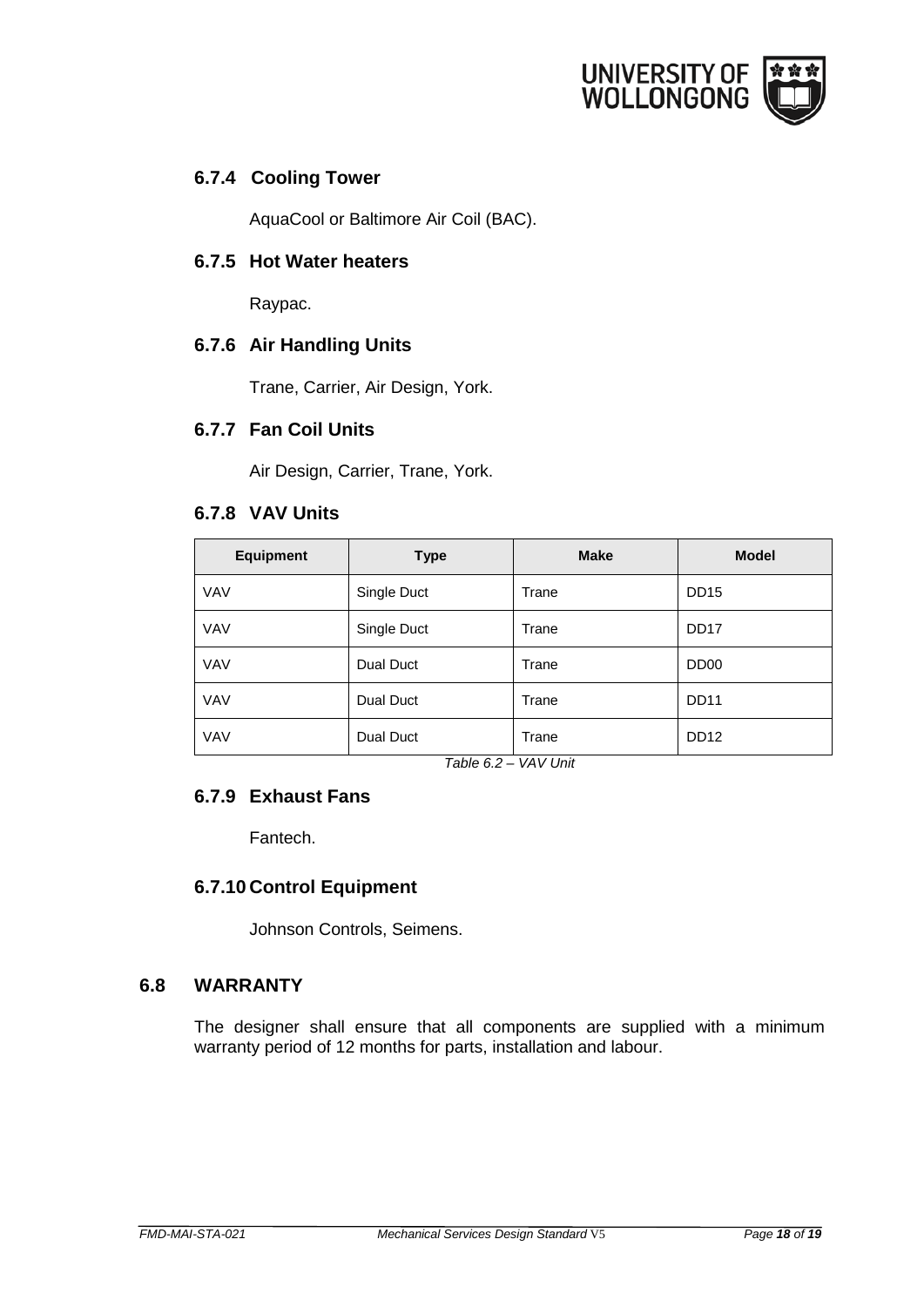### 6.7.4 Cooling Tower

AquaCool or Baltimore Air Coil (BAC).

### 6.7.5 Hot Water heaters

Raypac.

### 6.7.6 Air Handling Units

Trane, Carrier, Air Design, York.

### 6.7.7 Fan Coil Units

Air Design, Carrier, Trane, York.

### 6.7.8 VAV Units

| Equipment | Type | Make | Model |
|---|---|---|---|
| VAV | Single Duct | Trane | DD15 |
| VAV | Single Duct | Trane | DD17 |
| VAV | Dual Duct | Trane | DD00 |
| VAV | Dual Duct | Trane | DD11 |
| VAV | Dual Duct | Trane | DD12 |

*Table 6.2 – VAV Unit*

### 6.7.9 Exhaust Fans

Fantech.

### 6.7.10 Control Equipment

Johnson Controls, Seimens.

## 6.8 WARRANTY

The designer shall ensure that all components are supplied with a minimum warranty period of 12 months for parts, installation and labour.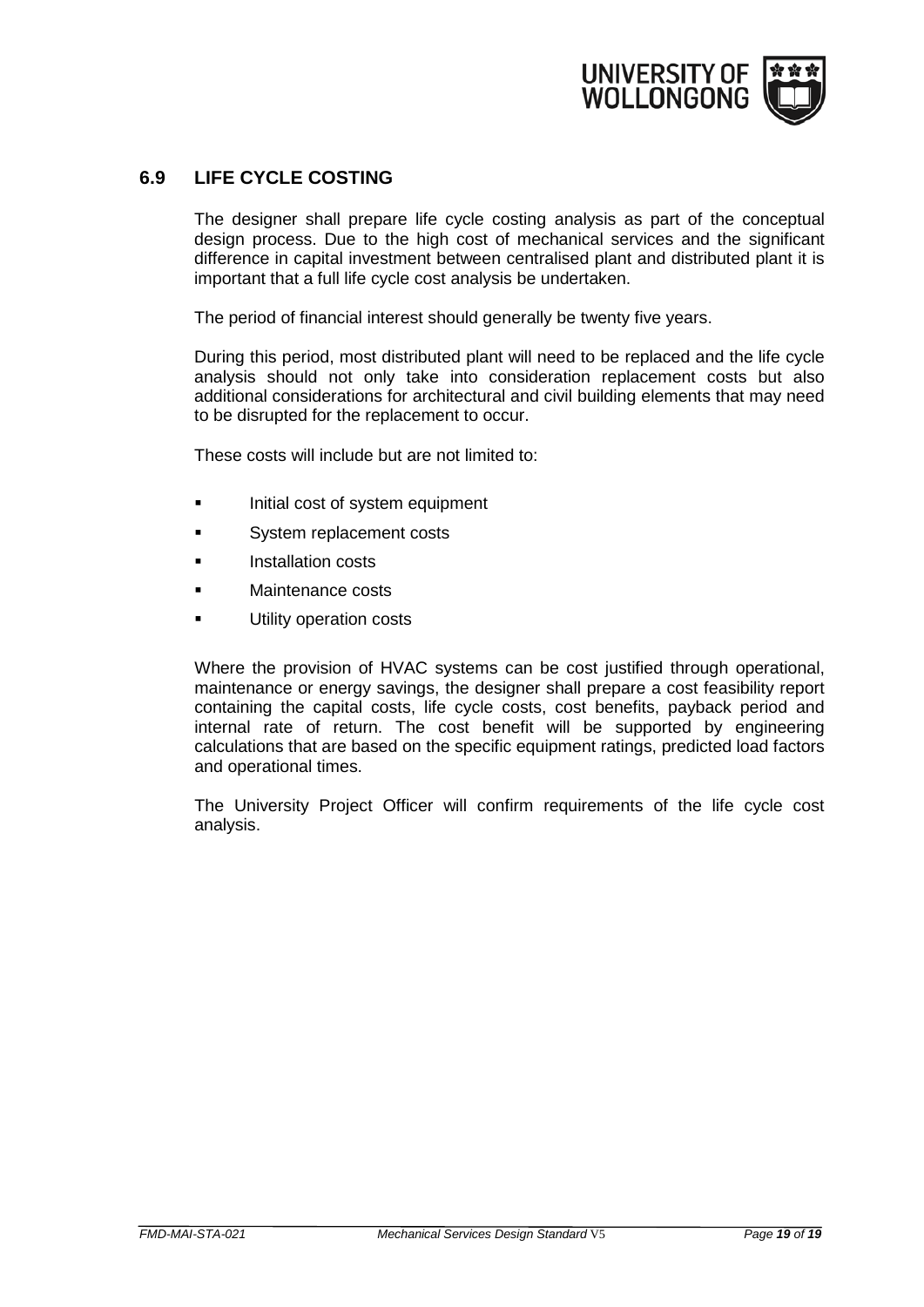## 6.9 LIFE CYCLE COSTING

The designer shall prepare life cycle costing analysis as part of the conceptual design process. Due to the high cost of mechanical services and the significant difference in capital investment between centralised plant and distributed plant it is important that a full life cycle cost analysis be undertaken.

The period of financial interest should generally be twenty five years.

During this period, most distributed plant will need to be replaced and the life cycle analysis should not only take into consideration replacement costs but also additional considerations for architectural and civil building elements that may need to be disrupted for the replacement to occur.

These costs will include but are not limited to:

- Initial cost of system equipment
- System replacement costs
- Installation costs
- Maintenance costs
- Utility operation costs

Where the provision of HVAC systems can be cost justified through operational, maintenance or energy savings, the designer shall prepare a cost feasibility report containing the capital costs, life cycle costs, cost benefits, payback period and internal rate of return. The cost benefit will be supported by engineering calculations that are based on the specific equipment ratings, predicted load factors and operational times.

The University Project Officer will confirm requirements of the life cycle cost analysis.